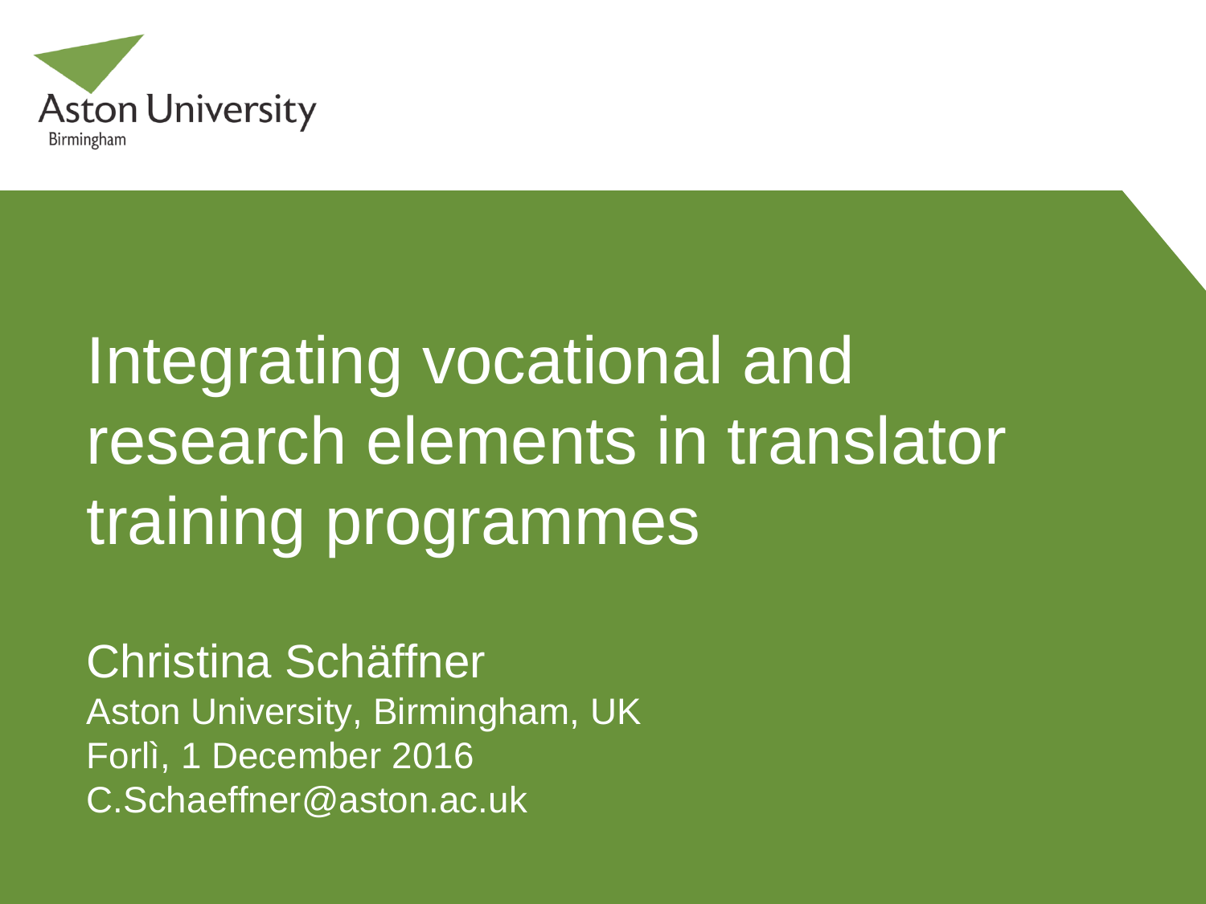Aston University
Birmingham

# Integrating vocational and research elements in translator training programmes

Christina Schäffner
Aston University, Birmingham, UK
Forlì, 1 December 2016
C.Schaeffner@aston.ac.uk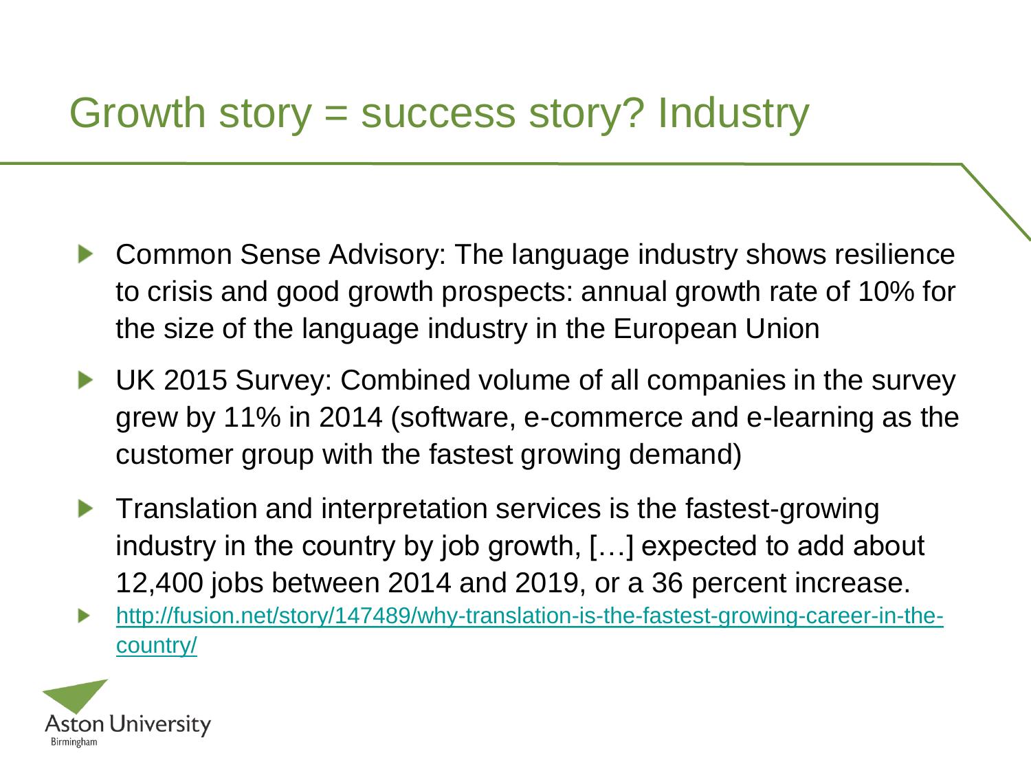# Growth story = success story? Industry

- Common Sense Advisory: The language industry shows resilience to crisis and good growth prospects: annual growth rate of 10% for the size of the language industry in the European Union
- UK 2015 Survey: Combined volume of all companies in the survey grew by 11% in 2014 (software, e-commerce and e-learning as the customer group with the fastest growing demand)
- Translation and interpretation services is the fastest-growing industry in the country by job growth, […] expected to add about 12,400 jobs between 2014 and 2019, or a 36 percent increase.
- [http://fusion.net/story/147489/why-translation-is-the-fastest-growing-career-in-the-country/](http://fusion.net/story/147489/why-translation-is-the-fastest-growing-career-in-the-country/)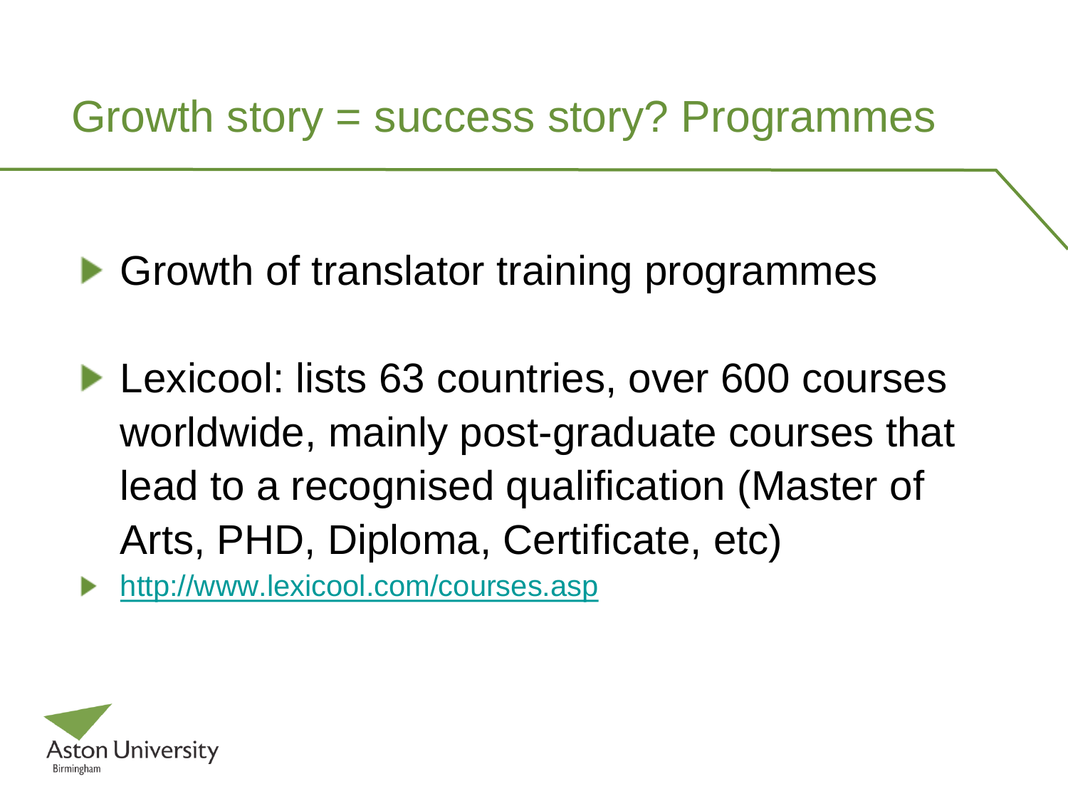# Growth story = success story? Programmes

- Growth of translator training programmes
- Lexicool: lists 63 countries, over 600 courses worldwide, mainly post-graduate courses that lead to a recognised qualification (Master of Arts, PHD, Diploma, Certificate, etc)
- http://www.lexicool.com/courses.asp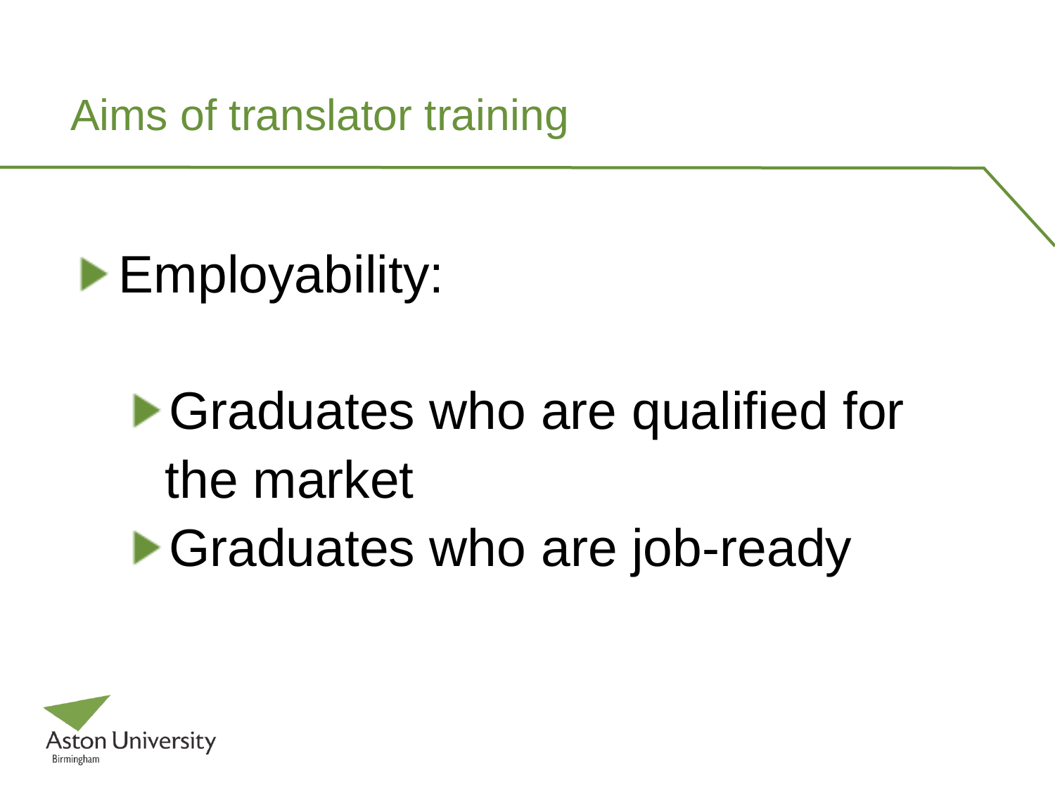# Aims of translator training

- Employability:
  - Graduates who are qualified for the market
  - Graduates who are job-ready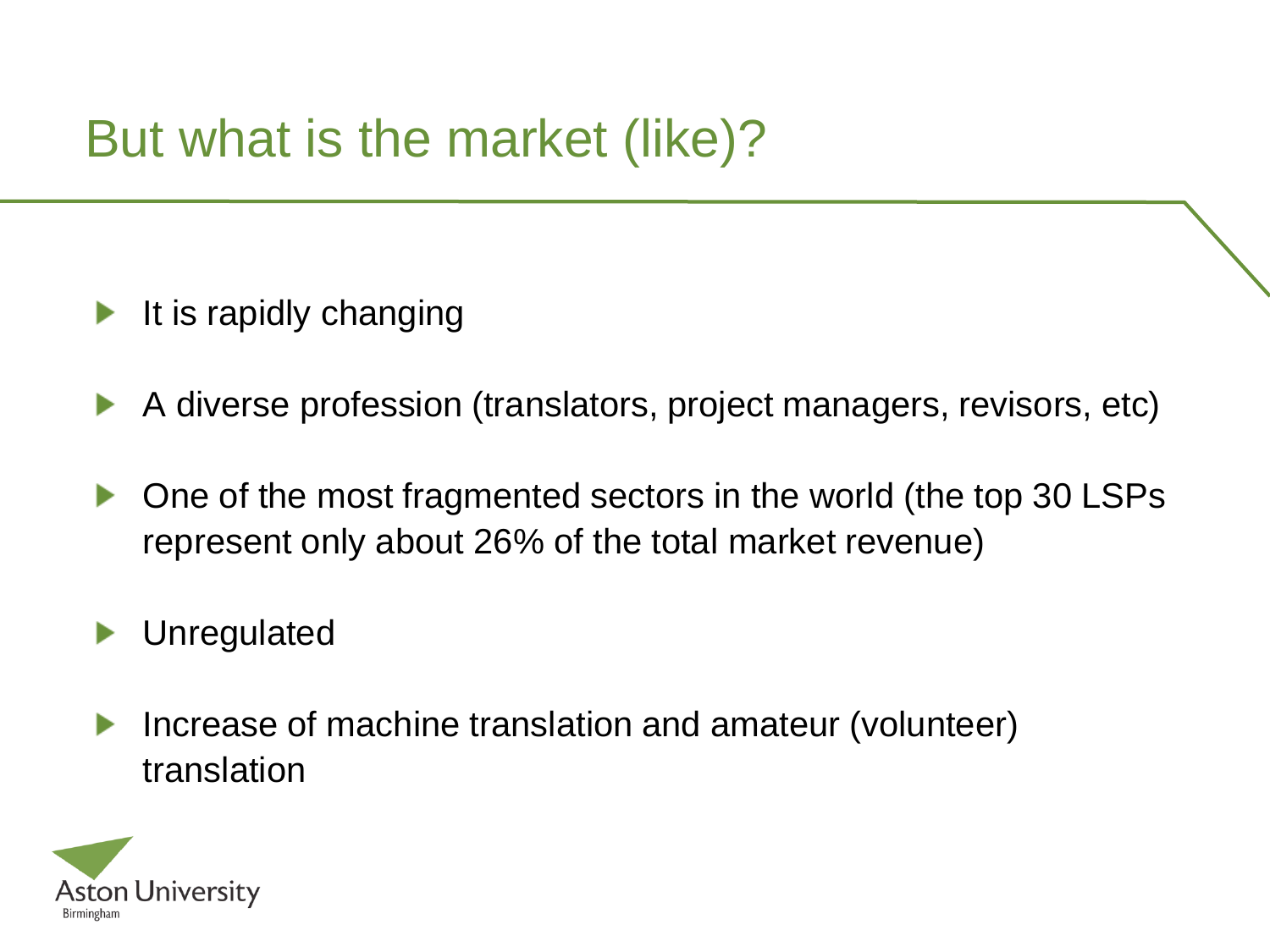# But what is the market (like)?

- It is rapidly changing
- A diverse profession (translators, project managers, revisors, etc)
- One of the most fragmented sectors in the world (the top 30 LSPs represent only about 26% of the total market revenue)
- Unregulated
- Increase of machine translation and amateur (volunteer) translation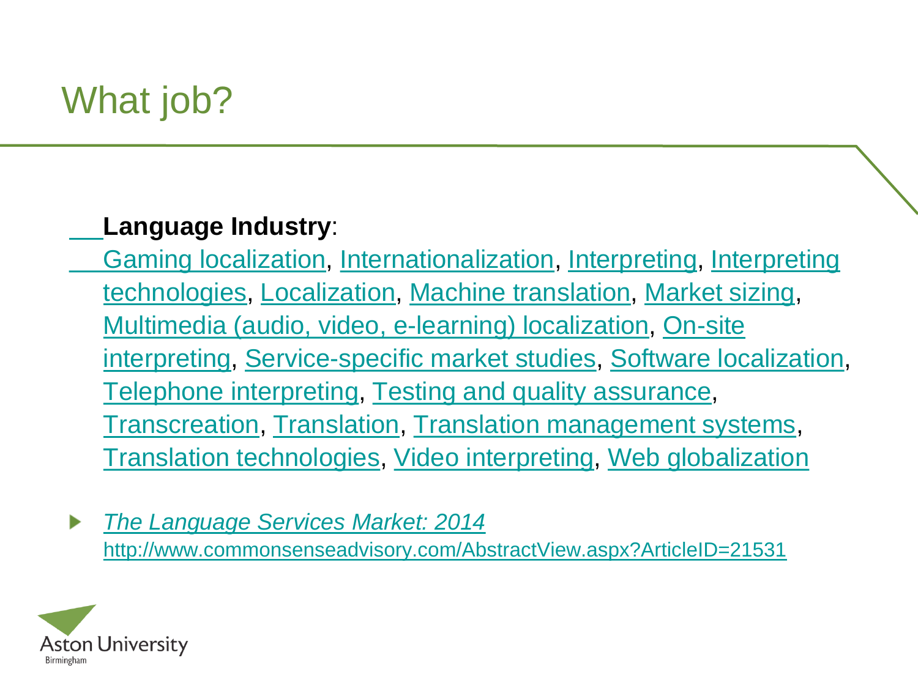# What job?

**Language Industry**:
Gaming localization, Internationalization, Interpreting, Interpreting technologies, Localization, Machine translation, Market sizing, Multimedia (audio, video, e-learning) localization, On-site interpreting, Service-specific market studies, Software localization, Telephone interpreting, Testing and quality assurance, Transcreation, Translation, Translation management systems, Translation technologies, Video interpreting, Web globalization

- *The Language Services Market: 2014*
  http://www.commonsenseadvisory.com/AbstractView.aspx?ArticleID=21531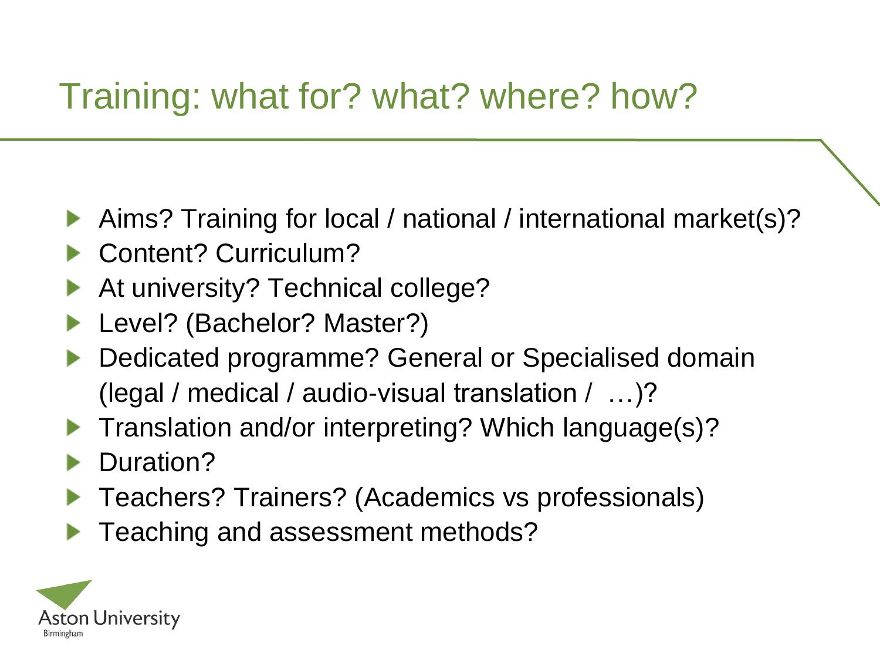# Training: what for? what? where? how?

- Aims? Training for local / national / international market(s)?
- Content? Curriculum?
- At university? Technical college?
- Level? (Bachelor? Master?)
- Dedicated programme? General or Specialised domain (legal / medical / audio-visual translation / …)?
- Translation and/or interpreting? Which language(s)?
- Duration?
- Teachers? Trainers? (Academics vs professionals)
- Teaching and assessment methods?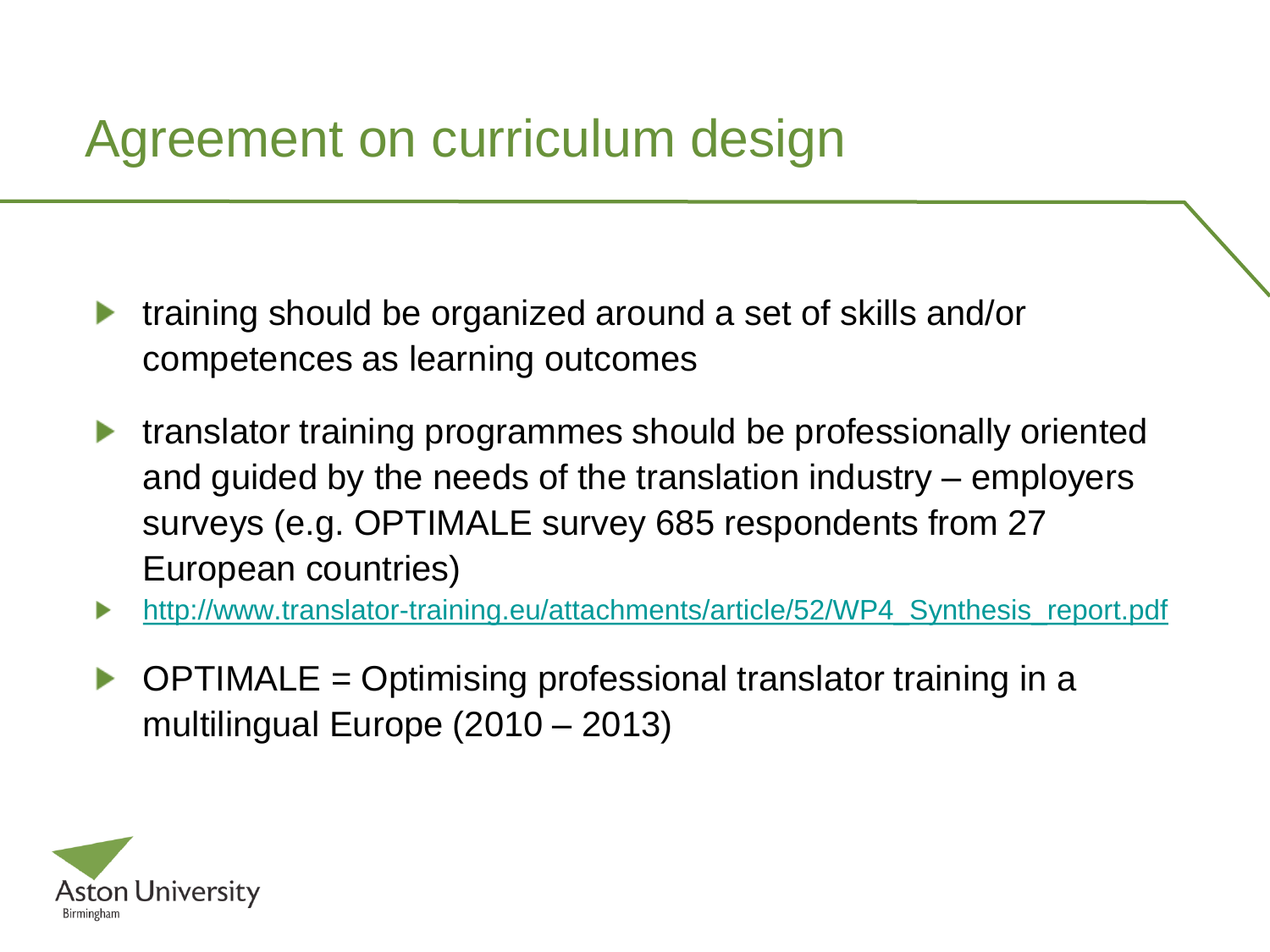# Agreement on curriculum design

- training should be organized around a set of skills and/or competences as learning outcomes
- translator training programmes should be professionally oriented and guided by the needs of the translation industry – employers surveys (e.g. OPTIMALE survey 685 respondents from 27 European countries)
- http://www.translator-training.eu/attachments/article/52/WP4_Synthesis_report.pdf
- OPTIMALE = Optimising professional translator training in a multilingual Europe (2010 – 2013)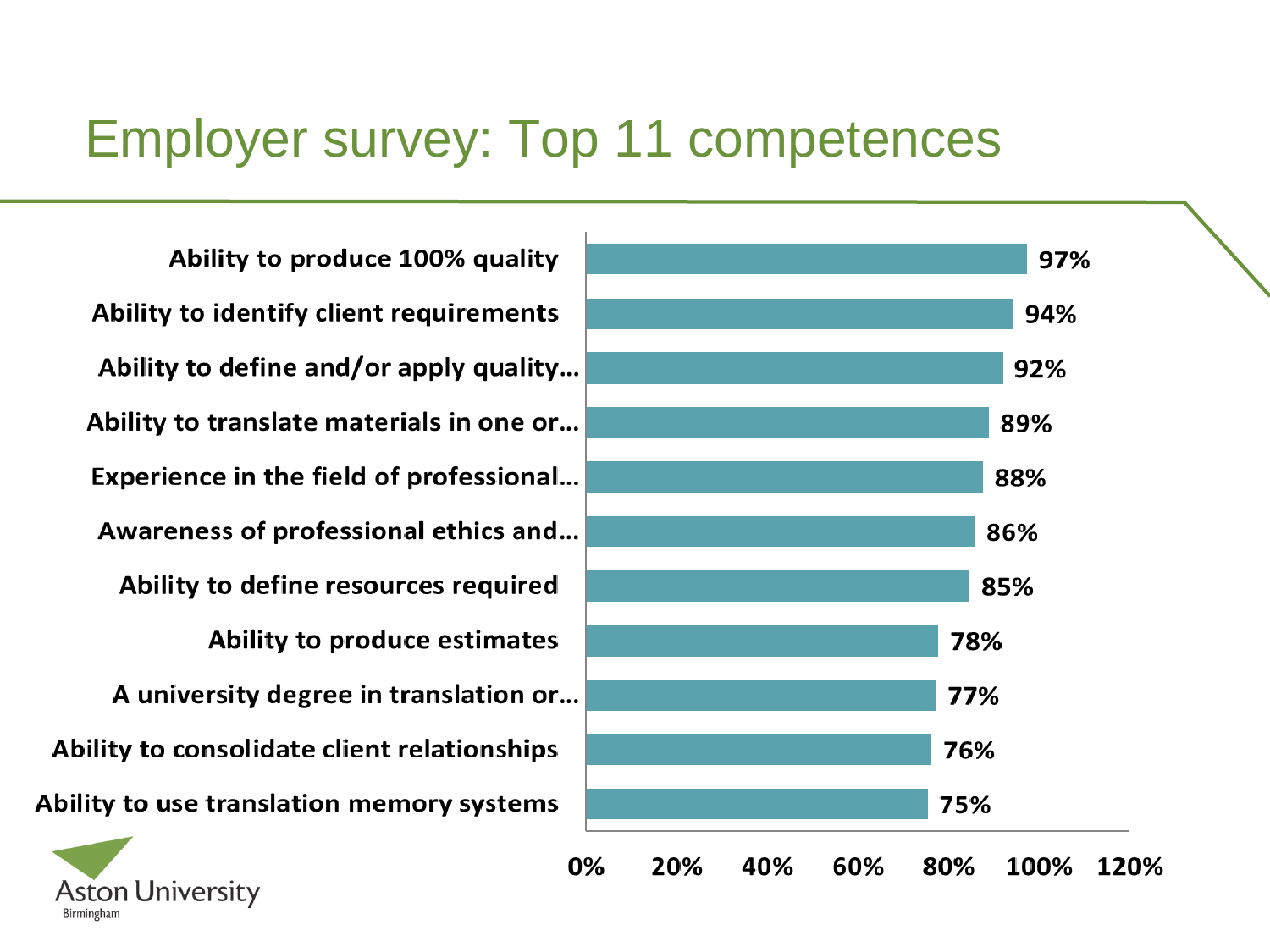# Employer survey: Top 11 competences

| Competence | Percentage |
| --- | --- |
| Ability to produce 100% quality | 97% |
| Ability to identify client requirements | 94% |
| Ability to define and/or apply quality... | 92% |
| Ability to translate materials in one or... | 89% |
| Experience in the field of professional... | 88% |
| Awareness of professional ethics and... | 86% |
| Ability to define resources required | 85% |
| Ability to produce estimates | 78% |
| A university degree in translation or... | 77% |
| Ability to consolidate client relationships | 76% |
| Ability to use translation memory systems | 75% |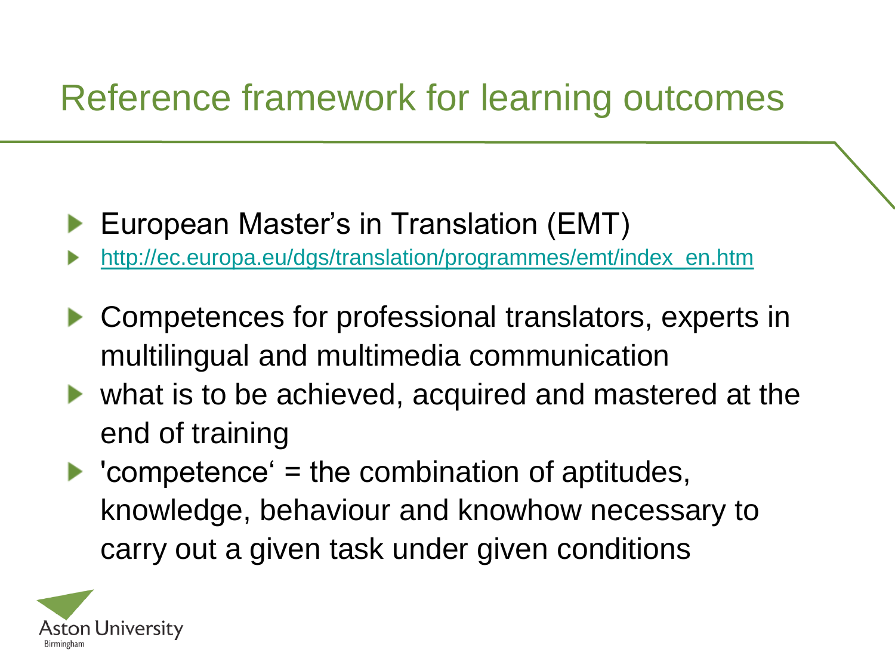# Reference framework for learning outcomes

- European Master's in Translation (EMT)
- http://ec.europa.eu/dgs/translation/programmes/emt/index_en.htm
- Competences for professional translators, experts in multilingual and multimedia communication
- what is to be achieved, acquired and mastered at the end of training
- 'competence' = the combination of aptitudes, knowledge, behaviour and knowhow necessary to carry out a given task under given conditions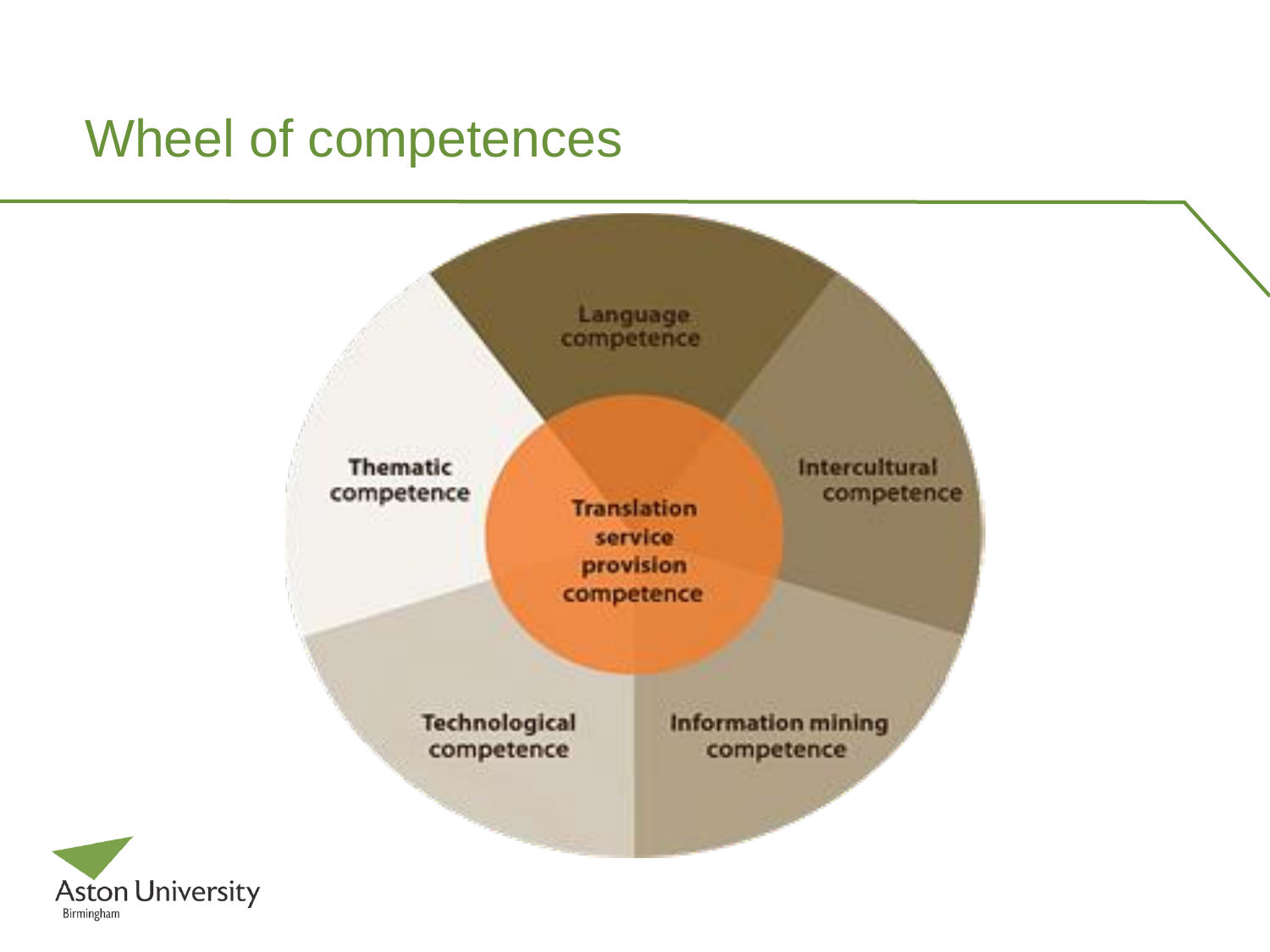# Wheel of competences

Language competence

Intercultural competence

Information mining competence

Technological competence

Thematic competence

Translation service provision competence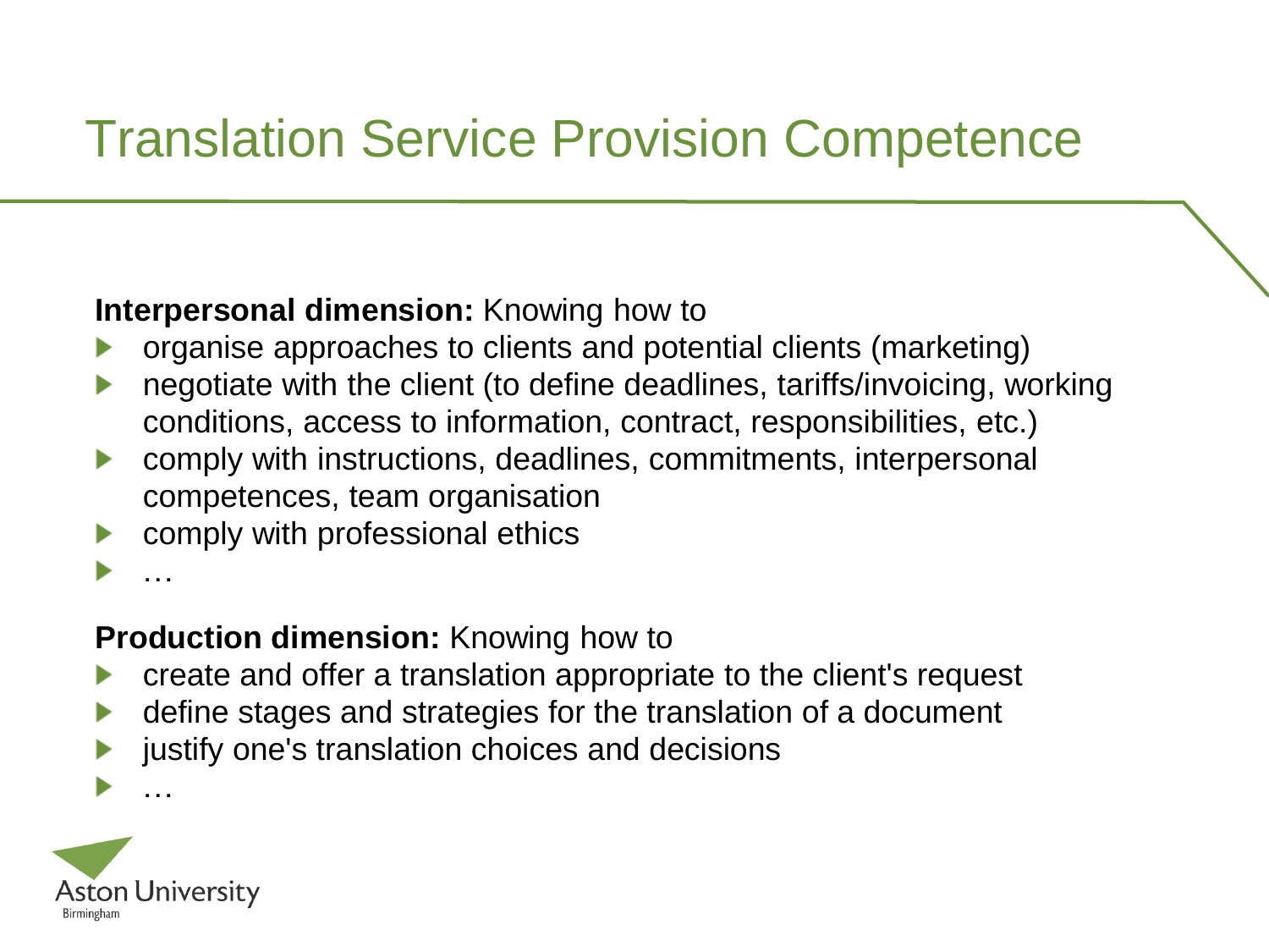# Translation Service Provision Competence

**Interpersonal dimension:** Knowing how to

- organise approaches to clients and potential clients (marketing)
- negotiate with the client (to define deadlines, tariffs/invoicing, working conditions, access to information, contract, responsibilities, etc.)
- comply with instructions, deadlines, commitments, interpersonal competences, team organisation
- comply with professional ethics
- …

**Production dimension:** Knowing how to

- create and offer a translation appropriate to the client's request
- define stages and strategies for the translation of a document
- justify one's translation choices and decisions
- …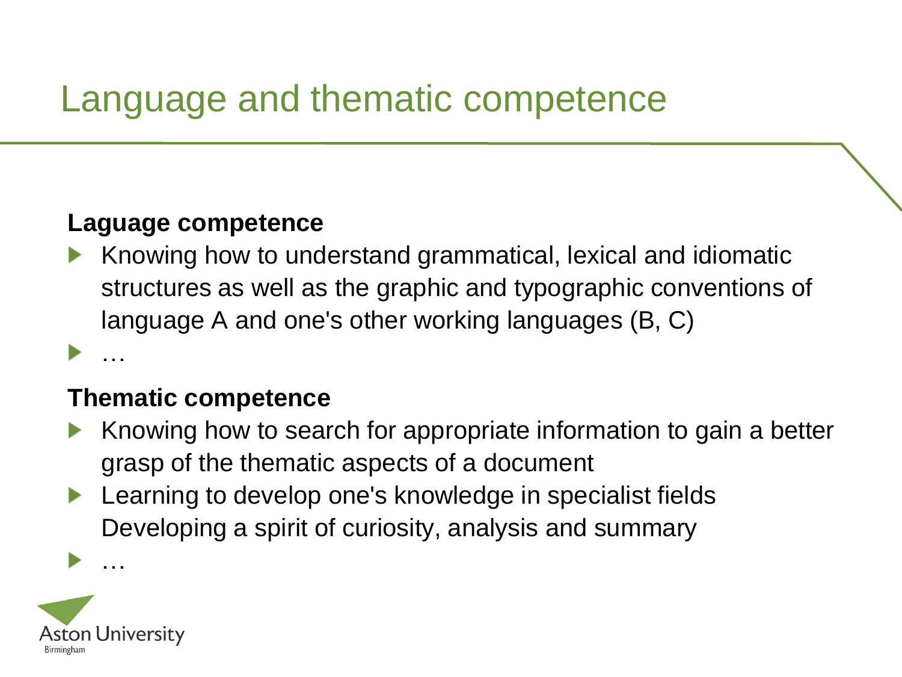# Language and thematic competence

**Laguage competence**

- Knowing how to understand grammatical, lexical and idiomatic structures as well as the graphic and typographic conventions of language A and one's other working languages (B, C)
- …

**Thematic competence**

- Knowing how to search for appropriate information to gain a better grasp of the thematic aspects of a document
- Learning to develop one's knowledge in specialist fields Developing a spirit of curiosity, analysis and summary
- …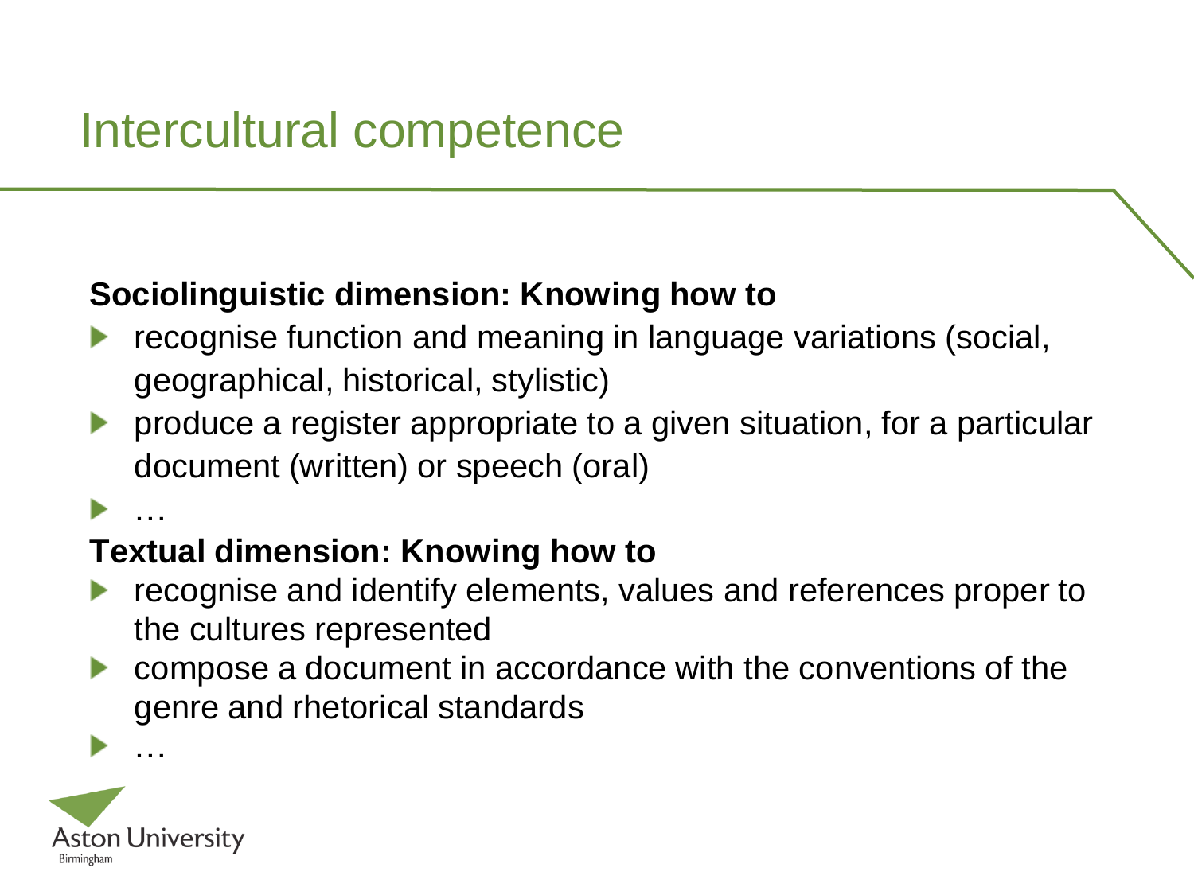# Intercultural competence

**Sociolinguistic dimension: Knowing how to**

- recognise function and meaning in language variations (social, geographical, historical, stylistic)
- produce a register appropriate to a given situation, for a particular document (written) or speech (oral)
- …

**Textual dimension: Knowing how to**

- recognise and identify elements, values and references proper to the cultures represented
- compose a document in accordance with the conventions of the genre and rhetorical standards
- …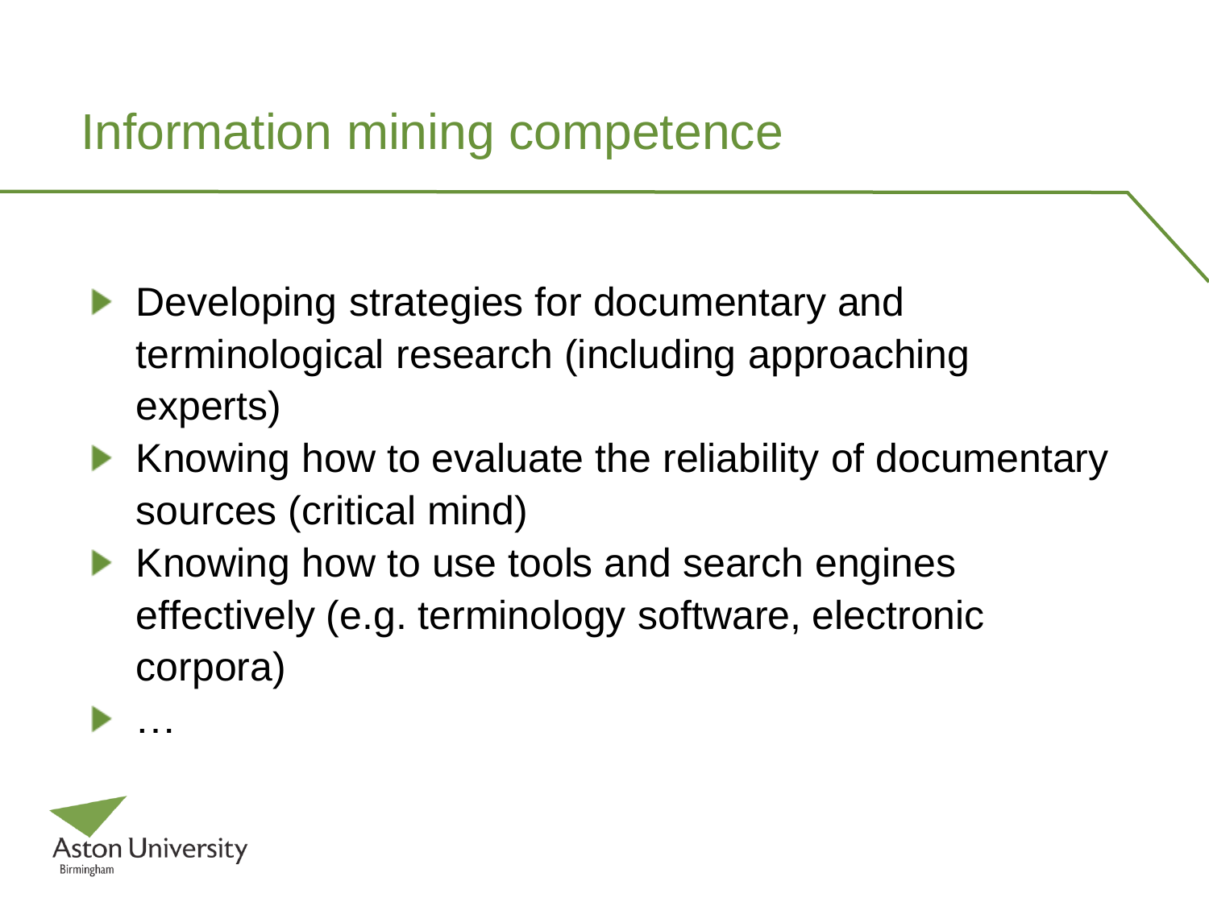# Information mining competence

- Developing strategies for documentary and terminological research (including approaching experts)
- Knowing how to evaluate the reliability of documentary sources (critical mind)
- Knowing how to use tools and search engines effectively (e.g. terminology software, electronic corpora)
- …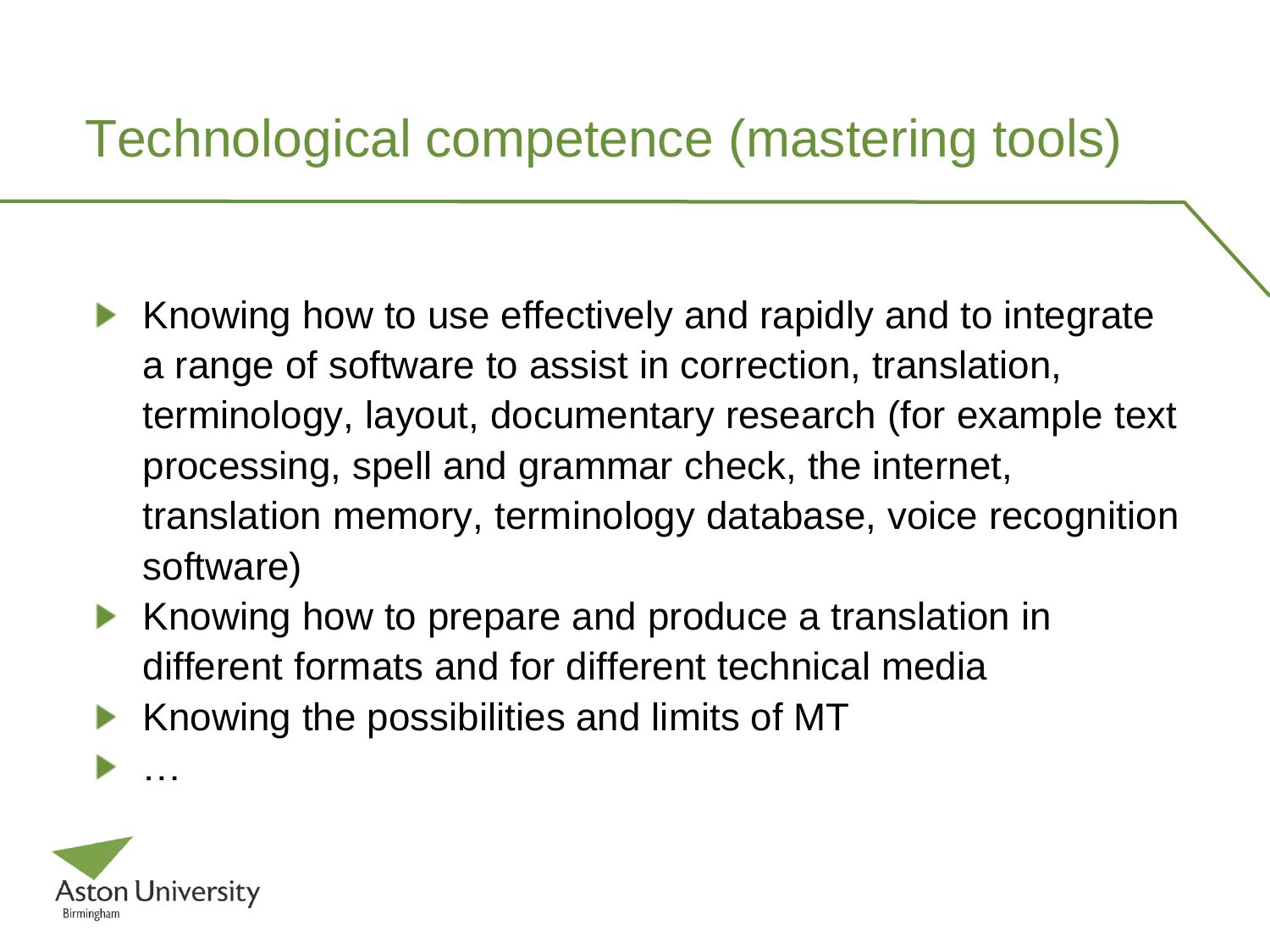# Technological competence (mastering tools)

- Knowing how to use effectively and rapidly and to integrate a range of software to assist in correction, translation, terminology, layout, documentary research (for example text processing, spell and grammar check, the internet, translation memory, terminology database, voice recognition software)
- Knowing how to prepare and produce a translation in different formats and for different technical media
- Knowing the possibilities and limits of MT
- …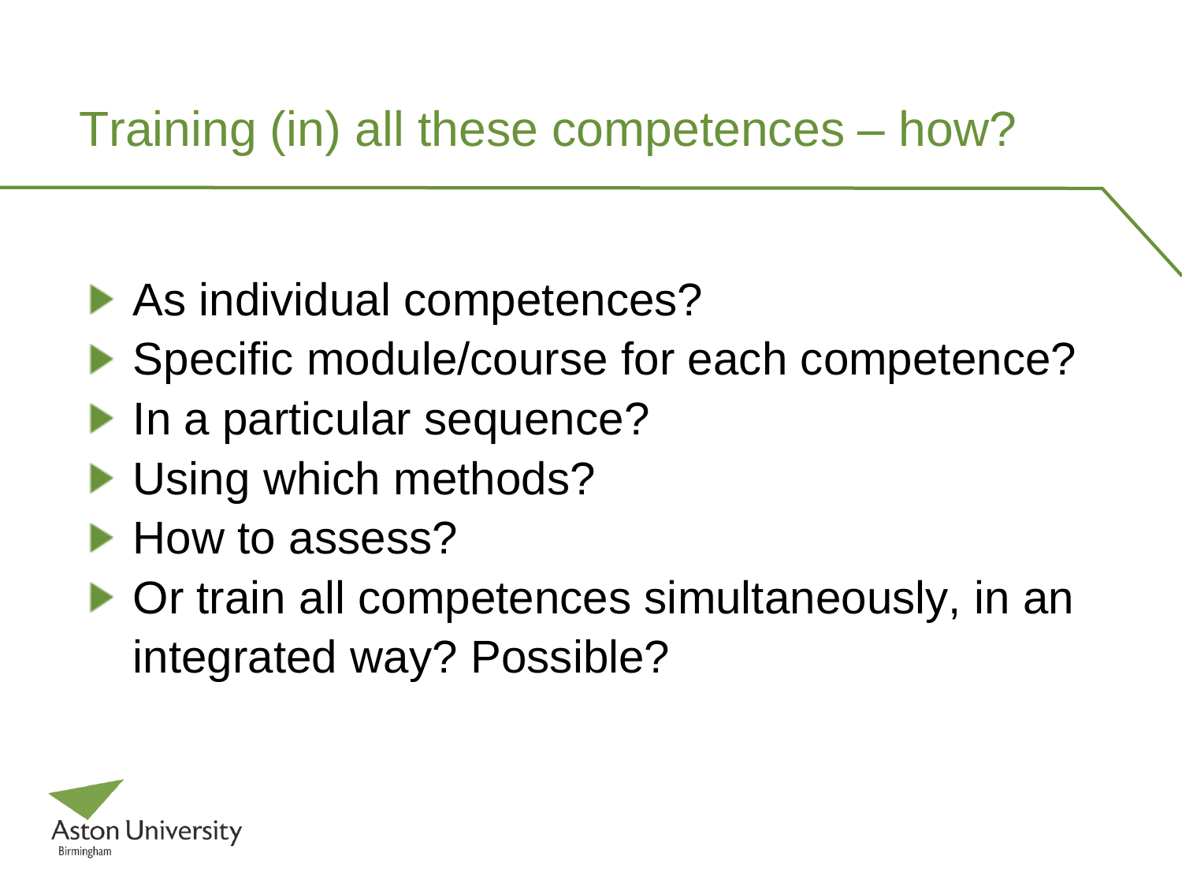# Training (in) all these competences – how?

- As individual competences?
- Specific module/course for each competence?
- In a particular sequence?
- Using which methods?
- How to assess?
- Or train all competences simultaneously, in an integrated way? Possible?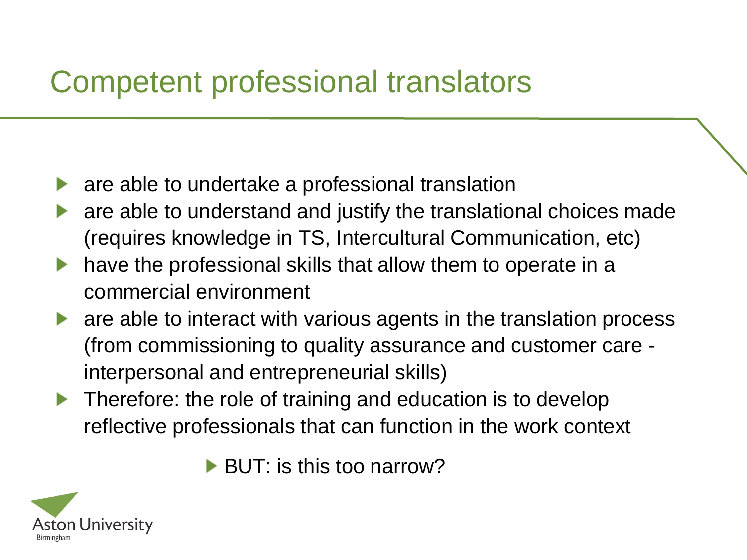# Competent professional translators

- are able to undertake a professional translation
- are able to understand and justify the translational choices made (requires knowledge in TS, Intercultural Communication, etc)
- have the professional skills that allow them to operate in a commercial environment
- are able to interact with various agents in the translation process (from commissioning to quality assurance and customer care - interpersonal and entrepreneurial skills)
- Therefore: the role of training and education is to develop reflective professionals that can function in the work context

  - BUT: is this too narrow?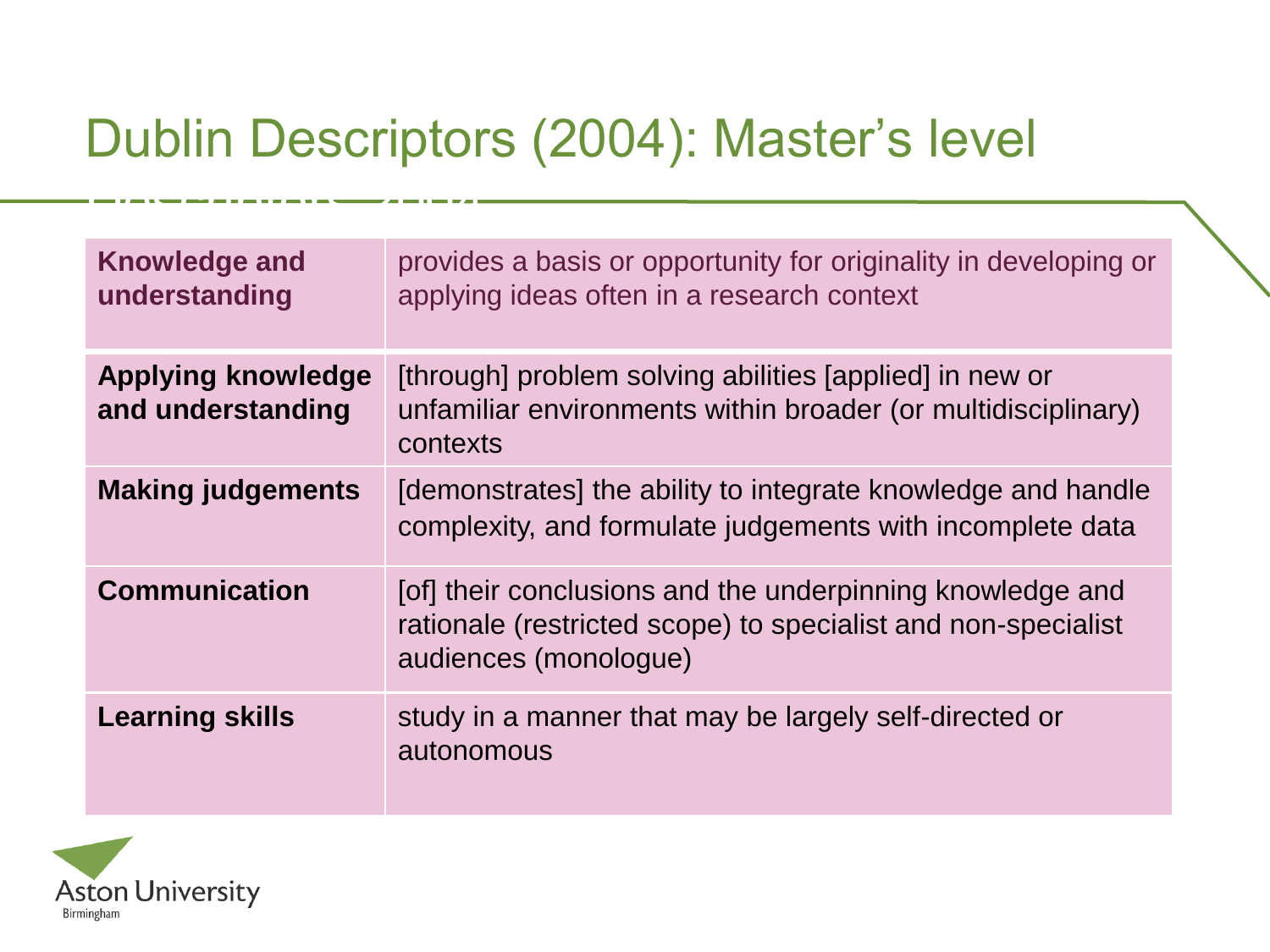# Dublin Descriptors (2004): Master's level

| | |
|---|---|
| **Knowledge and understanding** | provides a basis or opportunity for originality in developing or applying ideas often in a research context |
| **Applying knowledge and understanding** | [through] problem solving abilities [applied] in new or unfamiliar environments within broader (or multidisciplinary) contexts |
| **Making judgements** | [demonstrates] the ability to integrate knowledge and handle complexity, and formulate judgements with incomplete data |
| **Communication** | [of] their conclusions and the underpinning knowledge and rationale (restricted scope) to specialist and non-specialist audiences (monologue) |
| **Learning skills** | study in a manner that may be largely self-directed or autonomous |

Aston University
Birmingham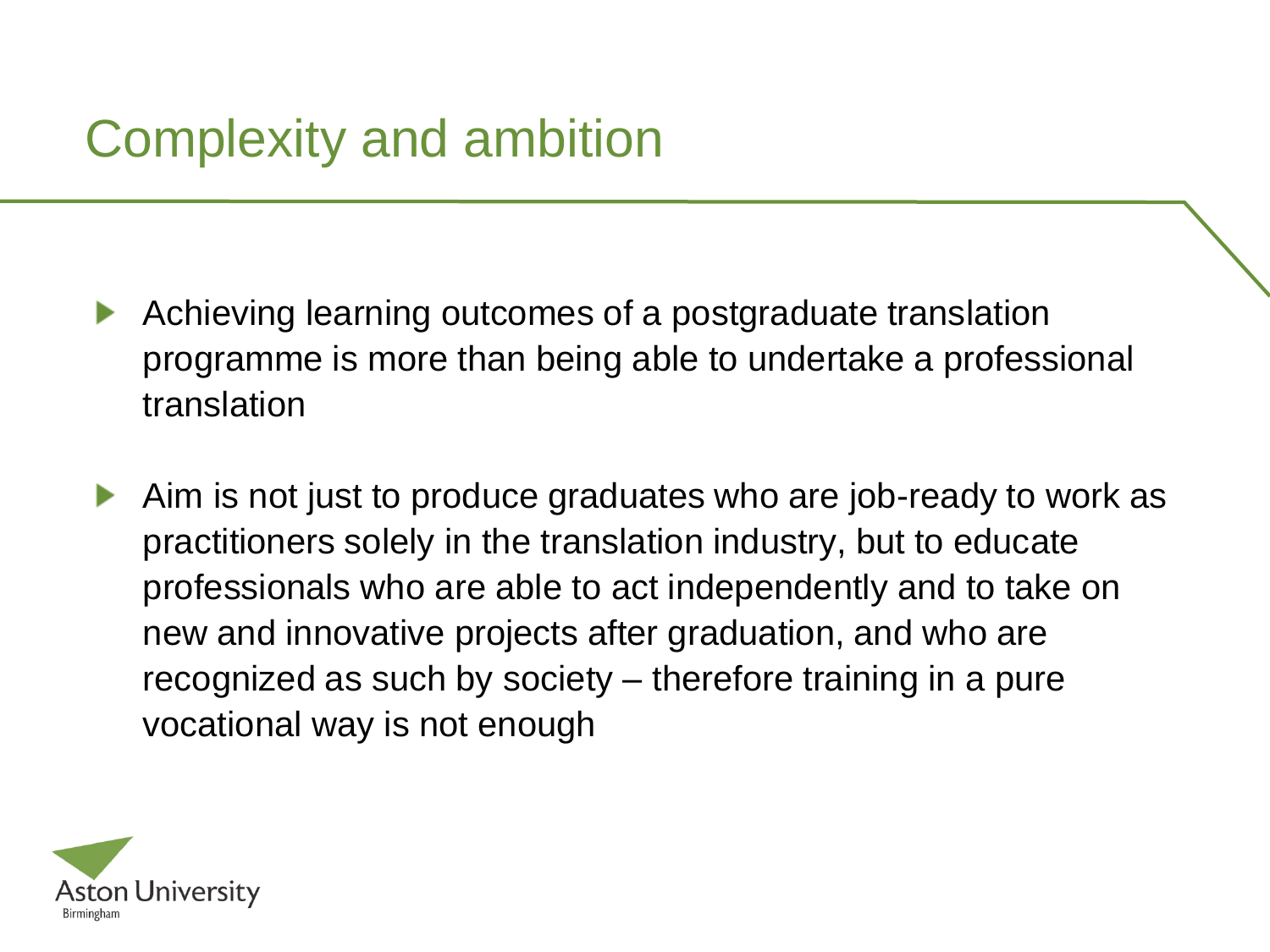# Complexity and ambition

- Achieving learning outcomes of a postgraduate translation programme is more than being able to undertake a professional translation

- Aim is not just to produce graduates who are job-ready to work as practitioners solely in the translation industry, but to educate professionals who are able to act independently and to take on new and innovative projects after graduation, and who are recognized as such by society – therefore training in a pure vocational way is not enough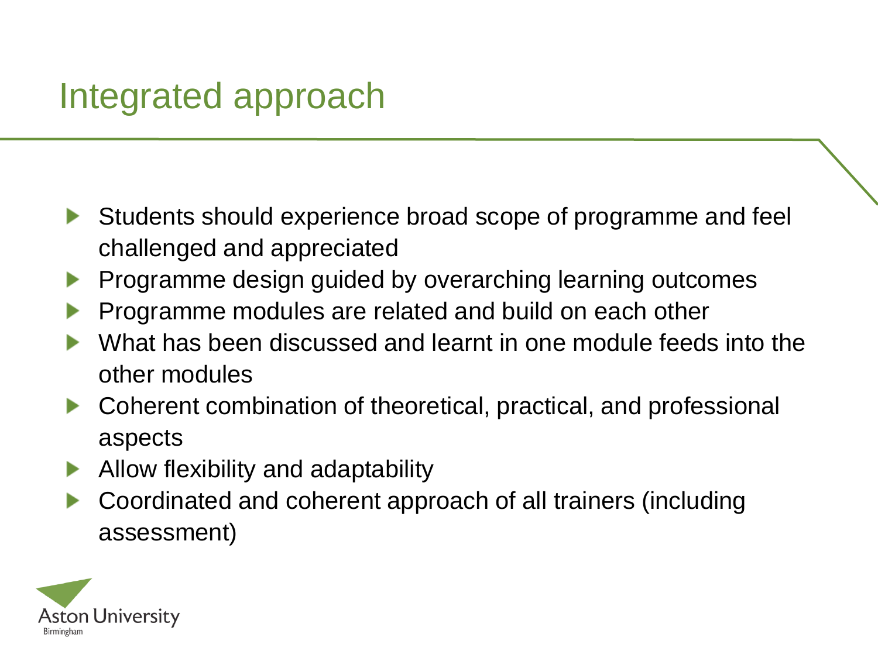# Integrated approach

- Students should experience broad scope of programme and feel challenged and appreciated
- Programme design guided by overarching learning outcomes
- Programme modules are related and build on each other
- What has been discussed and learnt in one module feeds into the other modules
- Coherent combination of theoretical, practical, and professional aspects
- Allow flexibility and adaptability
- Coordinated and coherent approach of all trainers (including assessment)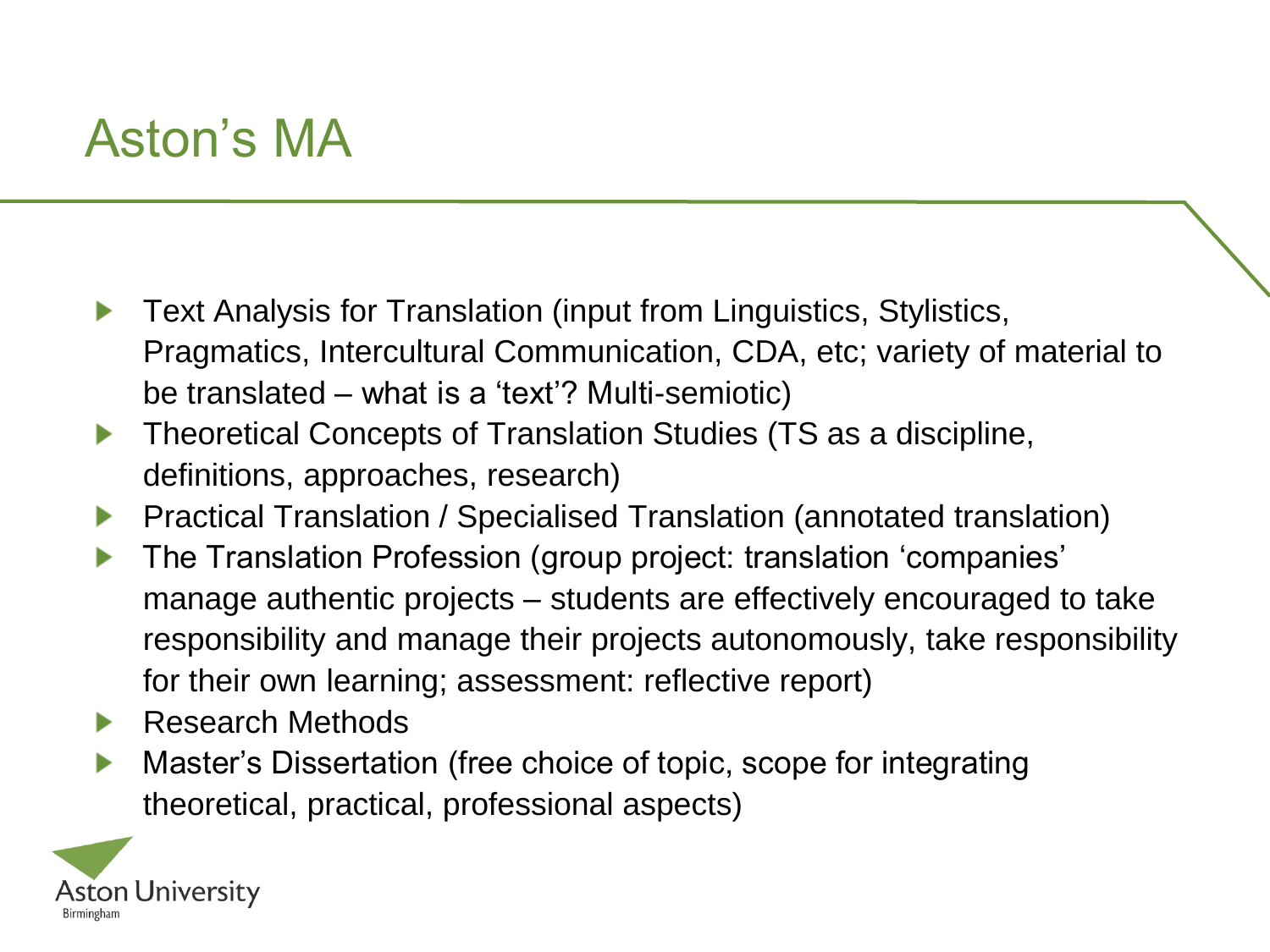# Aston's MA

- Text Analysis for Translation (input from Linguistics, Stylistics, Pragmatics, Intercultural Communication, CDA, etc; variety of material to be translated – what is a 'text'? Multi-semiotic)
- Theoretical Concepts of Translation Studies (TS as a discipline, definitions, approaches, research)
- Practical Translation / Specialised Translation (annotated translation)
- The Translation Profession (group project: translation 'companies' manage authentic projects – students are effectively encouraged to take responsibility and manage their projects autonomously, take responsibility for their own learning; assessment: reflective report)
- Research Methods
- Master's Dissertation (free choice of topic, scope for integrating theoretical, practical, professional aspects)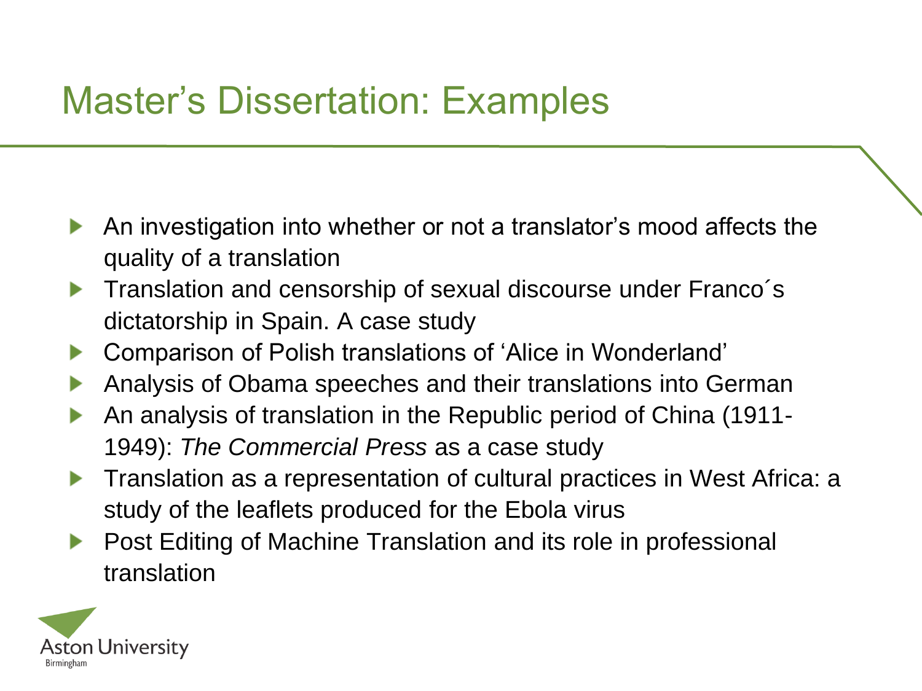# Master's Dissertation: Examples

- An investigation into whether or not a translator's mood affects the quality of a translation
- Translation and censorship of sexual discourse under Franco´s dictatorship in Spain. A case study
- Comparison of Polish translations of 'Alice in Wonderland'
- Analysis of Obama speeches and their translations into German
- An analysis of translation in the Republic period of China (1911-1949): *The Commercial Press* as a case study
- Translation as a representation of cultural practices in West Africa: a study of the leaflets produced for the Ebola virus
- Post Editing of Machine Translation and its role in professional translation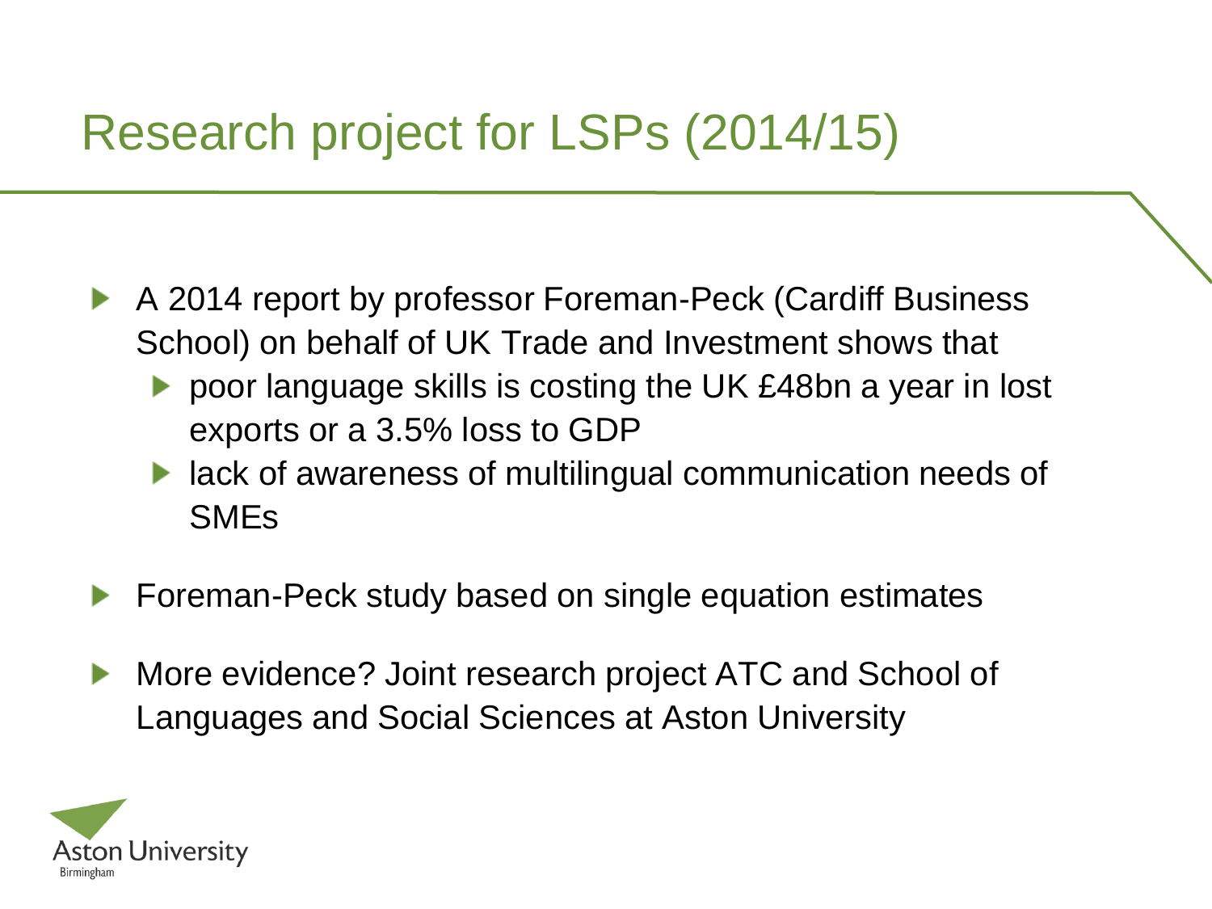# Research project for LSPs (2014/15)

- A 2014 report by professor Foreman-Peck (Cardiff Business School) on behalf of UK Trade and Investment shows that
  - poor language skills is costing the UK £48bn a year in lost exports or a 3.5% loss to GDP
  - lack of awareness of multilingual communication needs of SMEs
- Foreman-Peck study based on single equation estimates
- More evidence? Joint research project ATC and School of Languages and Social Sciences at Aston University

Aston University
Birmingham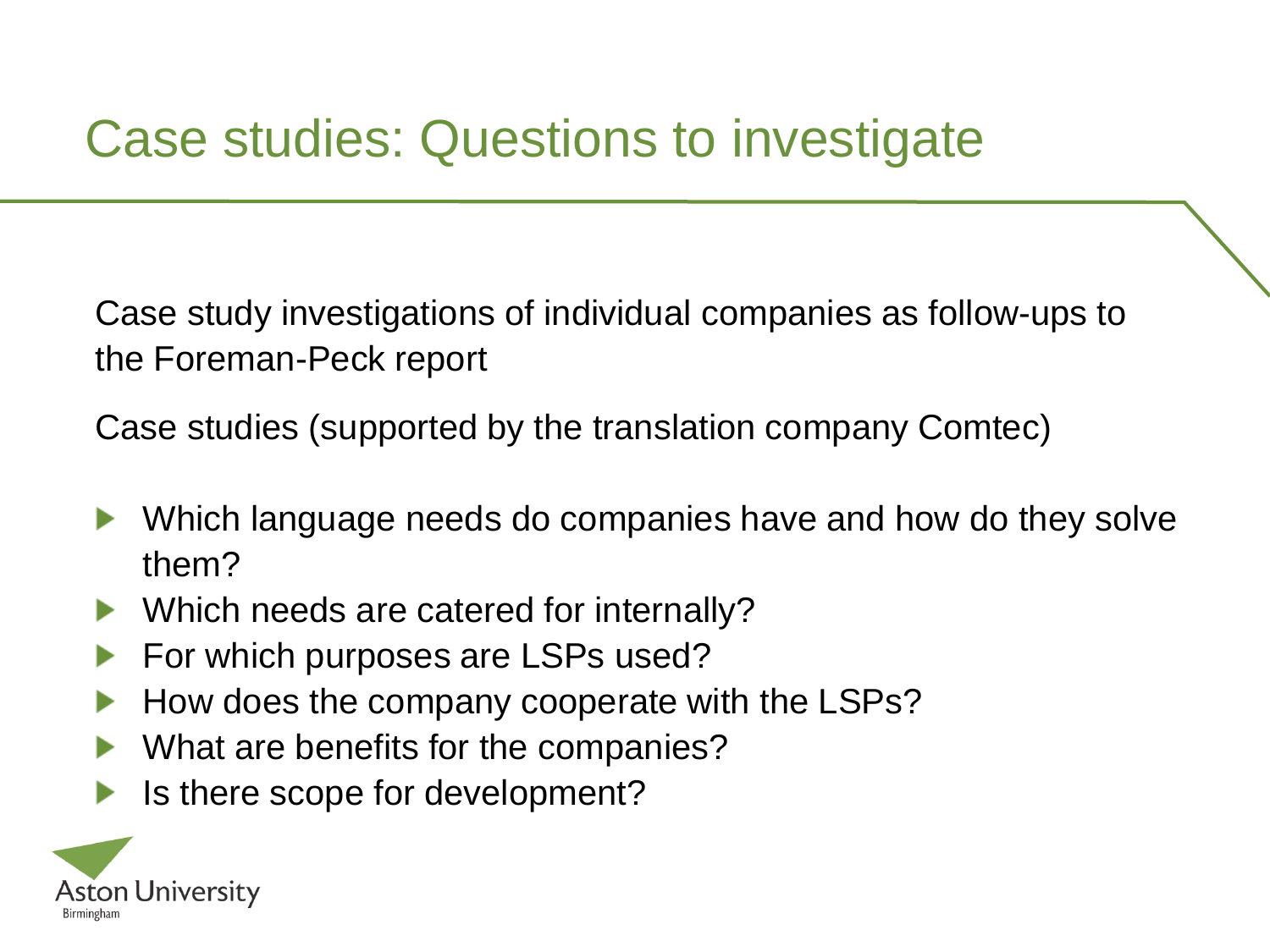# Case studies: Questions to investigate

Case study investigations of individual companies as follow-ups to the Foreman-Peck report

Case studies (supported by the translation company Comtec)

- Which language needs do companies have and how do they solve them?
- Which needs are catered for internally?
- For which purposes are LSPs used?
- How does the company cooperate with the LSPs?
- What are benefits for the companies?
- Is there scope for development?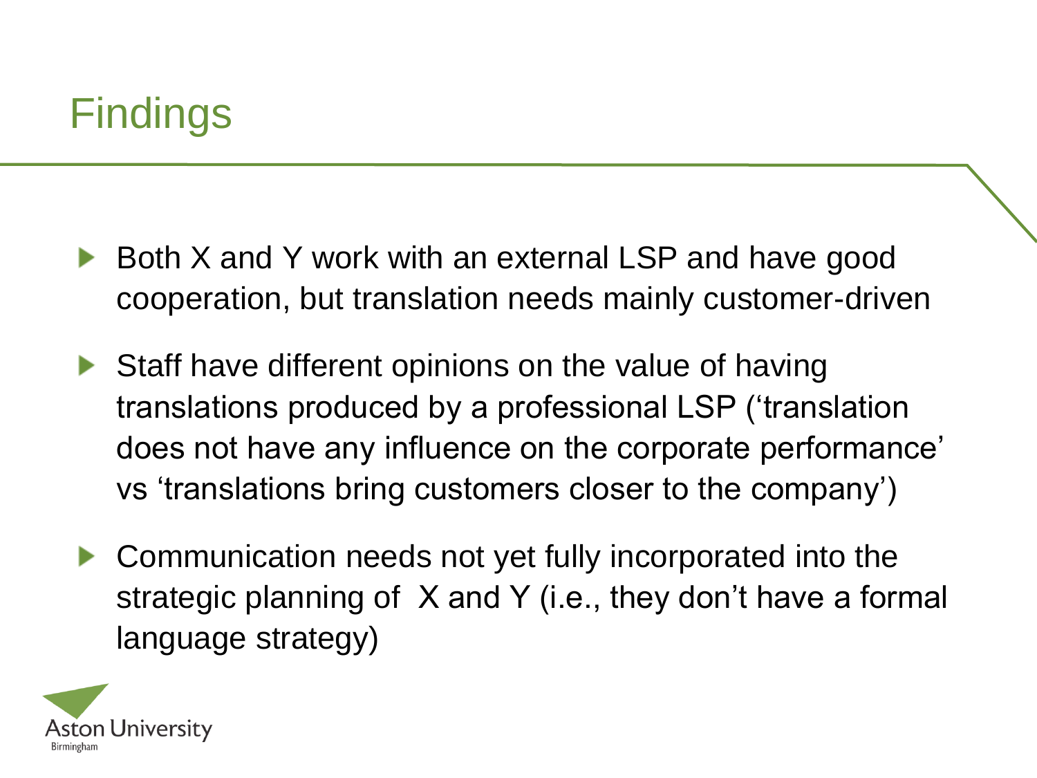# Findings

- Both X and Y work with an external LSP and have good cooperation, but translation needs mainly customer-driven
- Staff have different opinions on the value of having translations produced by a professional LSP (‘translation does not have any influence on the corporate performance’ vs ‘translations bring customers closer to the company’)
- Communication needs not yet fully incorporated into the strategic planning of X and Y (i.e., they don’t have a formal language strategy)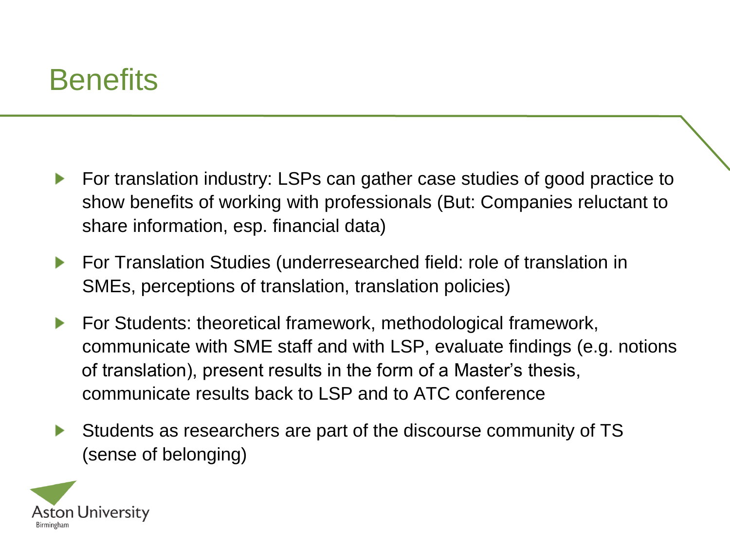# Benefits

- For translation industry: LSPs can gather case studies of good practice to show benefits of working with professionals (But: Companies reluctant to share information, esp. financial data)
- For Translation Studies (underresearched field: role of translation in SMEs, perceptions of translation, translation policies)
- For Students: theoretical framework, methodological framework, communicate with SME staff and with LSP, evaluate findings (e.g. notions of translation), present results in the form of a Master's thesis, communicate results back to LSP and to ATC conference
- Students as researchers are part of the discourse community of TS (sense of belonging)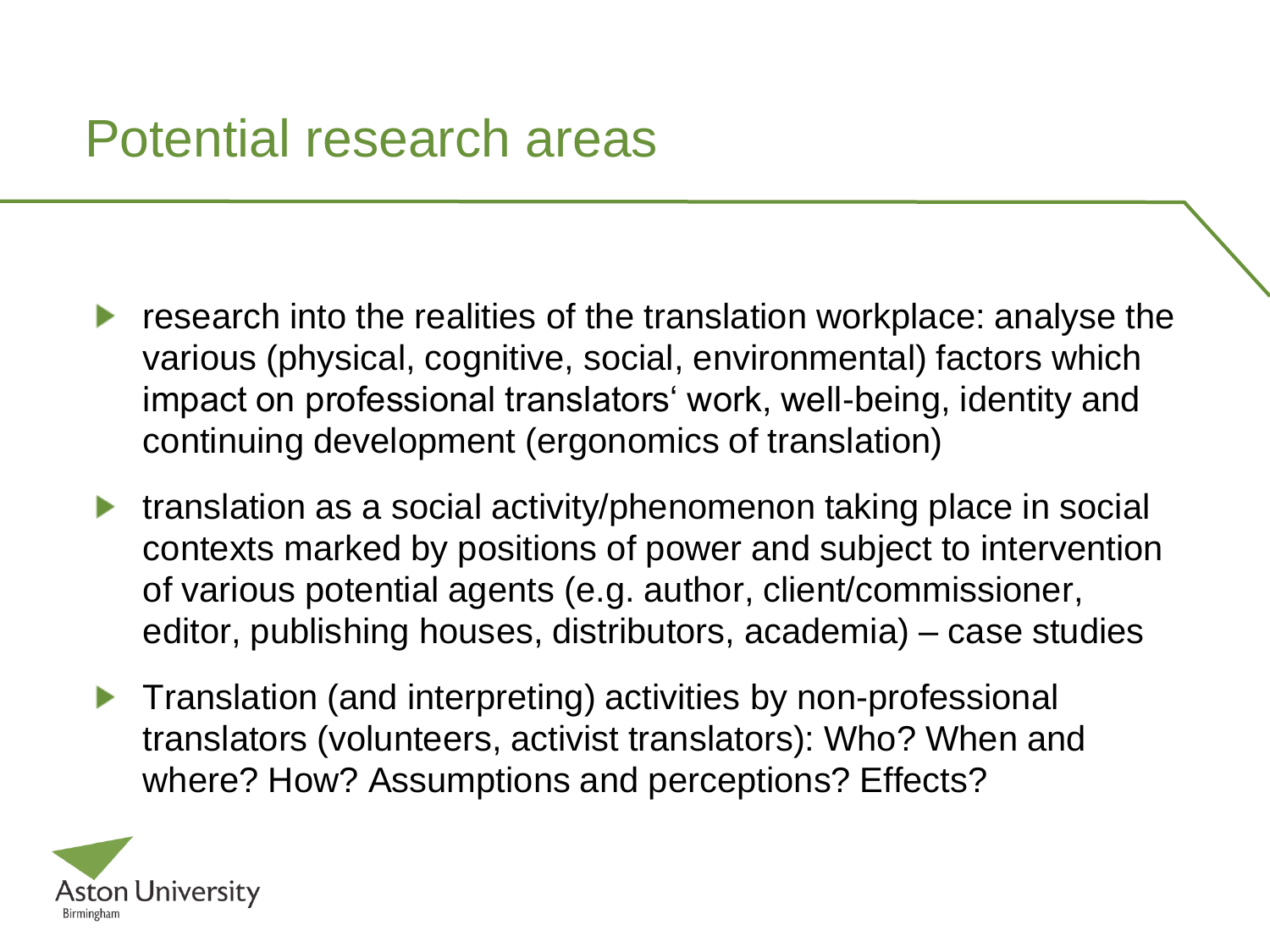# Potential research areas

- research into the realities of the translation workplace: analyse the various (physical, cognitive, social, environmental) factors which impact on professional translators' work, well-being, identity and continuing development (ergonomics of translation)
- translation as a social activity/phenomenon taking place in social contexts marked by positions of power and subject to intervention of various potential agents (e.g. author, client/commissioner, editor, publishing houses, distributors, academia) – case studies
- Translation (and interpreting) activities by non-professional translators (volunteers, activist translators): Who? When and where? How? Assumptions and perceptions? Effects?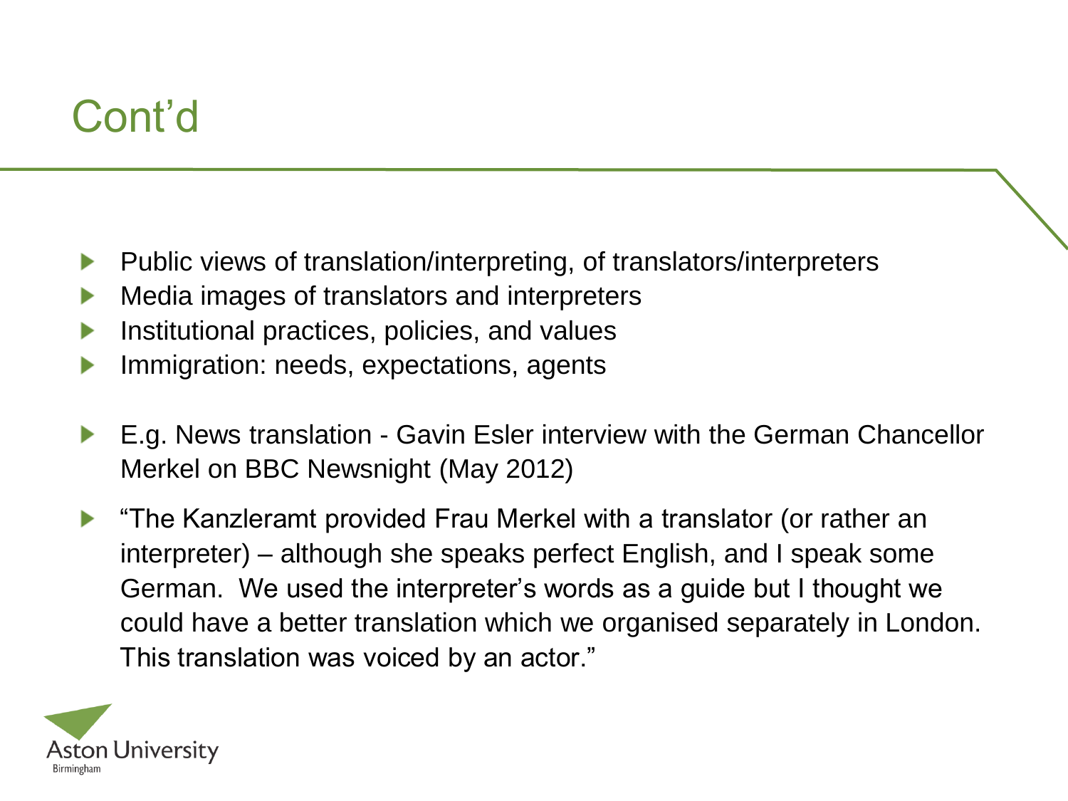# Cont'd

- Public views of translation/interpreting, of translators/interpreters
- Media images of translators and interpreters
- Institutional practices, policies, and values
- Immigration: needs, expectations, agents

- E.g. News translation - Gavin Esler interview with the German Chancellor Merkel on BBC Newsnight (May 2012)
- "The Kanzleramt provided Frau Merkel with a translator (or rather an interpreter) – although she speaks perfect English, and I speak some German. We used the interpreter's words as a guide but I thought we could have a better translation which we organised separately in London. This translation was voiced by an actor."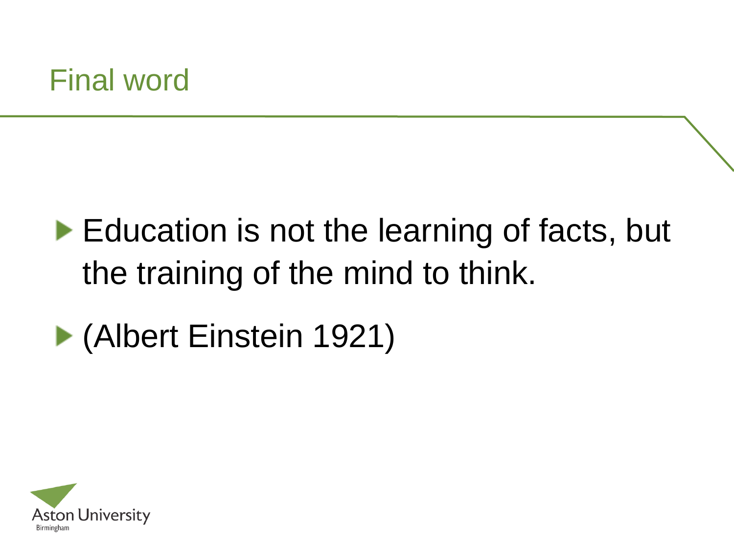# Final word

- Education is not the learning of facts, but the training of the mind to think.
- (Albert Einstein 1921)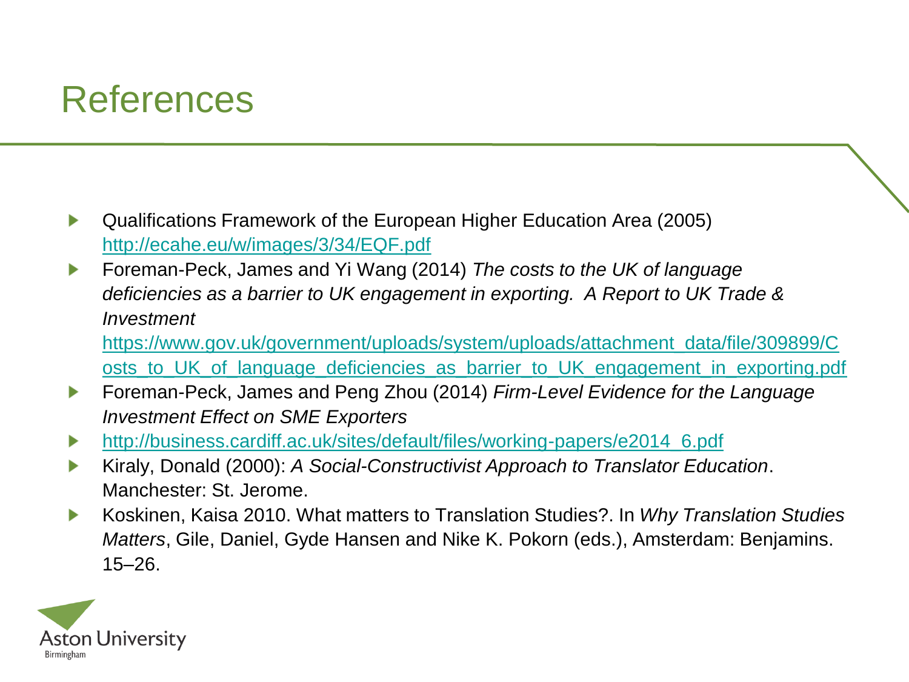# References

- Qualifications Framework of the European Higher Education Area (2005) http://ecahe.eu/w/images/3/34/EQF.pdf
- Foreman-Peck, James and Yi Wang (2014) *The costs to the UK of language deficiencies as a barrier to UK engagement in exporting. A Report to UK Trade & Investment* https://www.gov.uk/government/uploads/system/uploads/attachment_data/file/309899/Costs_to_UK_of_language_deficiencies_as_barrier_to_UK_engagement_in_exporting.pdf
- Foreman-Peck, James and Peng Zhou (2014) *Firm-Level Evidence for the Language Investment Effect on SME Exporters*
- http://business.cardiff.ac.uk/sites/default/files/working-papers/e2014_6.pdf
- Kiraly, Donald (2000): *A Social-Constructivist Approach to Translator Education*. Manchester: St. Jerome.
- Koskinen, Kaisa 2010. What matters to Translation Studies?. In *Why Translation Studies Matters*, Gile, Daniel, Gyde Hansen and Nike K. Pokorn (eds.), Amsterdam: Benjamins. 15–26.

Aston University
Birmingham